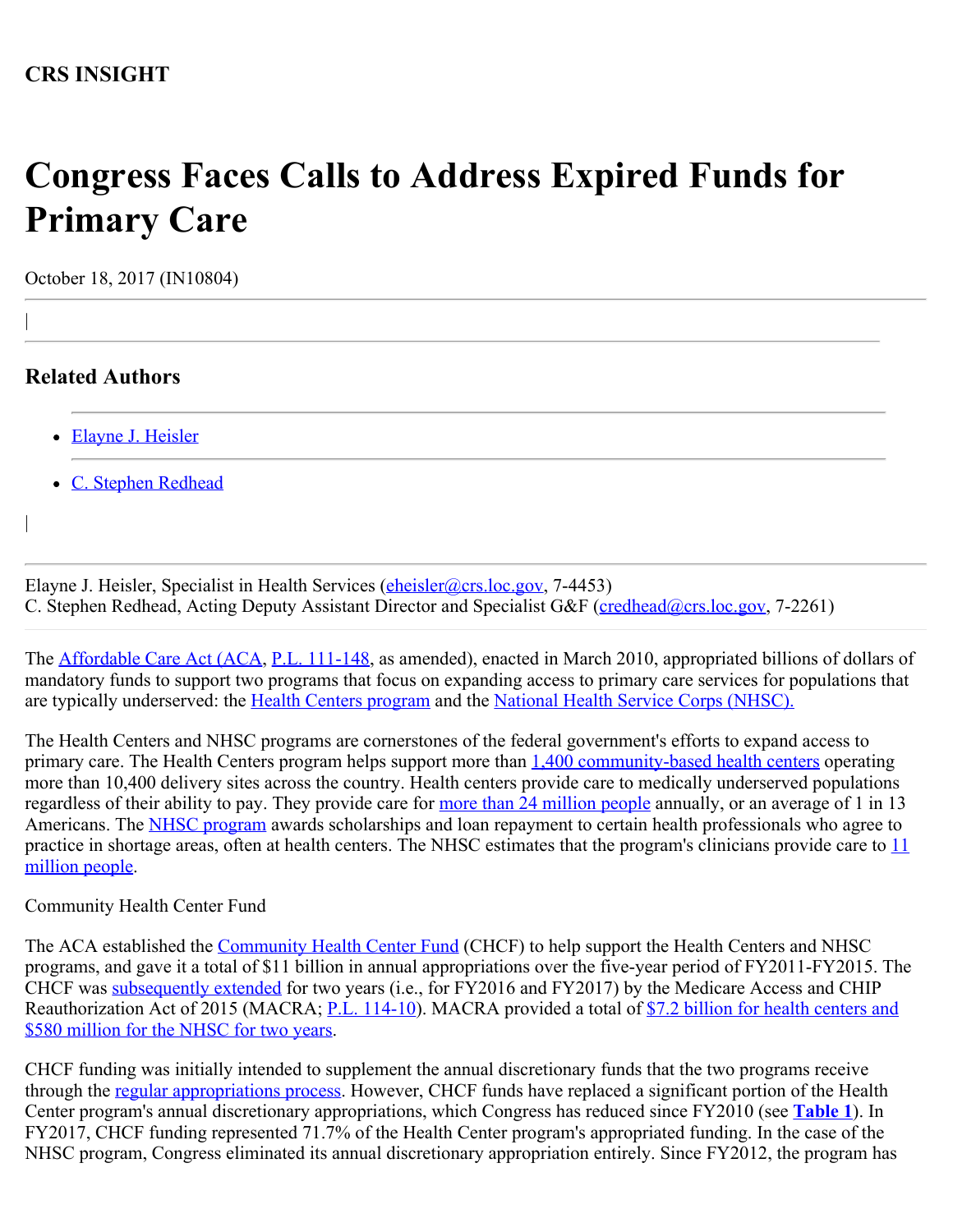**CRS INSIGHT**

# Congress Faces Calls to Address Expired Funds for Primary Care

October 18, 2017 (IN10804)

## Related Authors

- Elayne J. Heisler
- C. Stephen Redhead

Elayne J. Heisler, Specialist in Health Services (eheisler@crs.loc.gov, 7-4453)
C. Stephen Redhead, Acting Deputy Assistant Director and Specialist G&F (credhead@crs.loc.gov, 7-2261)

The Affordable Care Act (ACA, P.L. 111-148, as amended), enacted in March 2010, appropriated billions of dollars of mandatory funds to support two programs that focus on expanding access to primary care services for populations that are typically underserved: the Health Centers program and the National Health Service Corps (NHSC).

The Health Centers and NHSC programs are cornerstones of the federal government's efforts to expand access to primary care. The Health Centers program helps support more than 1,400 community-based health centers operating more than 10,400 delivery sites across the country. Health centers provide care to medically underserved populations regardless of their ability to pay. They provide care for more than 24 million people annually, or an average of 1 in 13 Americans. The NHSC program awards scholarships and loan repayment to certain health professionals who agree to practice in shortage areas, often at health centers. The NHSC estimates that the program's clinicians provide care to 11 million people.

Community Health Center Fund

The ACA established the Community Health Center Fund (CHCF) to help support the Health Centers and NHSC programs, and gave it a total of $11 billion in annual appropriations over the five-year period of FY2011-FY2015. The CHCF was subsequently extended for two years (i.e., for FY2016 and FY2017) by the Medicare Access and CHIP Reauthorization Act of 2015 (MACRA; P.L. 114-10). MACRA provided a total of $7.2 billion for health centers and $580 million for the NHSC for two years.

CHCF funding was initially intended to supplement the annual discretionary funds that the two programs receive through the regular appropriations process. However, CHCF funds have replaced a significant portion of the Health Center program's annual discretionary appropriations, which Congress has reduced since FY2010 (see **Table 1**). In FY2017, CHCF funding represented 71.7% of the Health Center program's appropriated funding. In the case of the NHSC program, Congress eliminated its annual discretionary appropriation entirely. Since FY2012, the program has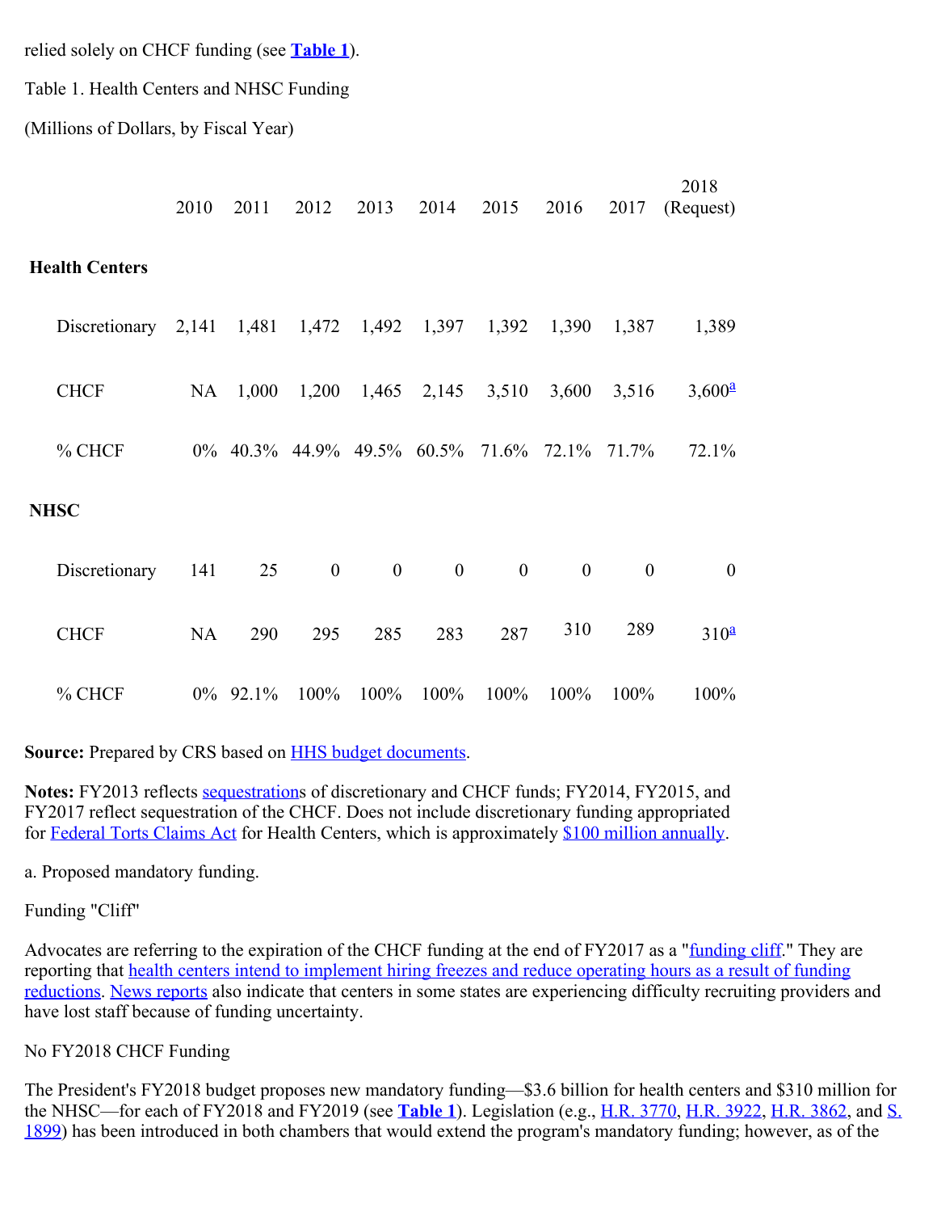relied solely on CHCF funding (see **Table 1**).

Table 1. Health Centers and NHSC Funding

(Millions of Dollars, by Fiscal Year)

| | 2010 | 2011 | 2012 | 2013 | 2014 | 2015 | 2016 | 2017 | 2018 (Request) |
|---|---|---|---|---|---|---|---|---|---|
| **Health Centers** | | | | | | | | | |
| Discretionary | 2,141 | 1,481 | 1,472 | 1,492 | 1,397 | 1,392 | 1,390 | 1,387 | 1,389 |
| CHCF | NA | 1,000 | 1,200 | 1,465 | 2,145 | 3,510 | 3,600 | 3,516 | 3,600[a] |
| % CHCF | 0% | 40.3% | 44.9% | 49.5% | 60.5% | 71.6% | 72.1% | 71.7% | 72.1% |
| **NHSC** | | | | | | | | | |
| Discretionary | 141 | 25 | 0 | 0 | 0 | 0 | 0 | 0 | 0 |
| CHCF | NA | 290 | 295 | 285 | 283 | 287 | 310 | 289 | 310[a] |
| % CHCF | 0% | 92.1% | 100% | 100% | 100% | 100% | 100% | 100% | 100% |

**Source:** Prepared by CRS based on HHS budget documents.

**Notes:** FY2013 reflects sequestrations of discretionary and CHCF funds; FY2014, FY2015, and FY2017 reflect sequestration of the CHCF. Does not include discretionary funding appropriated for Federal Torts Claims Act for Health Centers, which is approximately $100 million annually.

a. Proposed mandatory funding.

## Funding "Cliff"

Advocates are referring to the expiration of the CHCF funding at the end of FY2017 as a "funding cliff." They are reporting that health centers intend to implement hiring freezes and reduce operating hours as a result of funding reductions. News reports also indicate that centers in some states are experiencing difficulty recruiting providers and have lost staff because of funding uncertainty.

## No FY2018 CHCF Funding

The President's FY2018 budget proposes new mandatory funding—$3.6 billion for health centers and $310 million for the NHSC—for each of FY2018 and FY2019 (see **Table 1**). Legislation (e.g., H.R. 3770, H.R. 3922, H.R. 3862, and S. 1899) has been introduced in both chambers that would extend the program's mandatory funding; however, as of the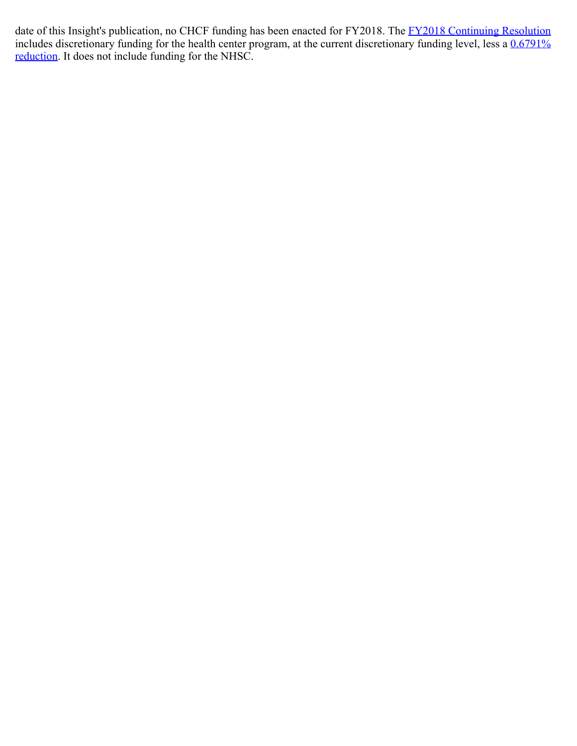date of this Insight's publication, no CHCF funding has been enacted for FY2018. The FY2018 Continuing Resolution includes discretionary funding for the health center program, at the current discretionary funding level, less a 0.6791% reduction. It does not include funding for the NHSC.